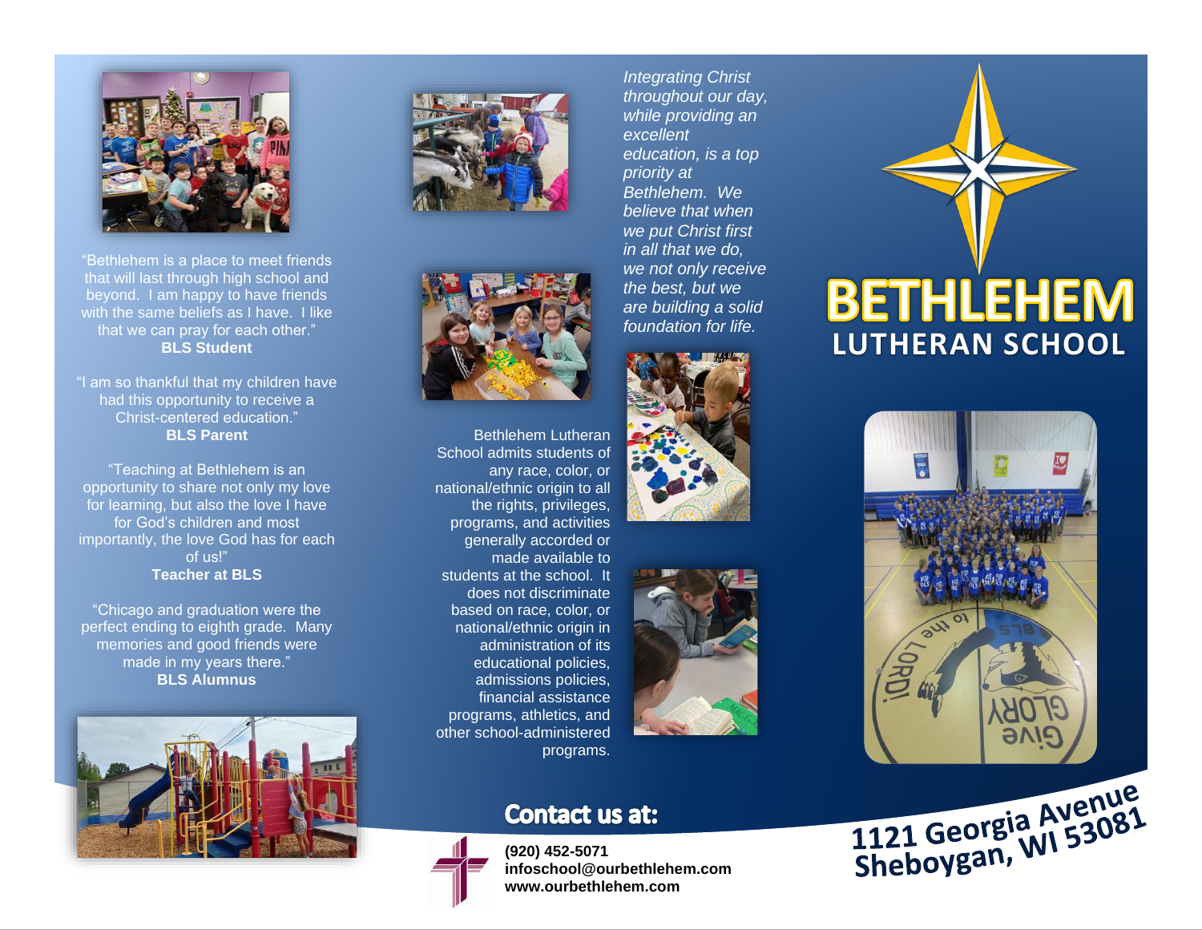"Bethlehem is a place to meet friends that will last through high school and beyond. I am happy to have friends with the same beliefs as I have. I like that we can pray for each other."
**BLS Student**

"I am so thankful that my children have had this opportunity to receive a Christ-centered education."
**BLS Parent**

"Teaching at Bethlehem is an opportunity to share not only my love for learning, but also the love I have for God's children and most importantly, the love God has for each of us!"
**Teacher at BLS**

"Chicago and graduation were the perfect ending to eighth grade. Many memories and good friends were made in my years there."
**BLS Alumnus**

Bethlehem Lutheran School admits students of any race, color, or national/ethnic origin to all the rights, privileges, programs, and activities generally accorded or made available to students at the school. It does not discriminate based on race, color, or national/ethnic origin in administration of its educational policies, admissions policies, financial assistance programs, athletics, and other school-administered programs.

*Integrating Christ throughout our day, while providing an excellent education, is a top priority at Bethlehem. We believe that when we put Christ first in all that we do, we not only receive the best, but we are building a solid foundation for life.*

# BETHLEHEM
## LUTHERAN SCHOOL

## Contact us at:

**(920) 452-5071**
**infoschool@ourbethlehem.com**
**www.ourbethlehem.com**

**1121 Georgia Avenue**
**Sheboygan, WI 53081**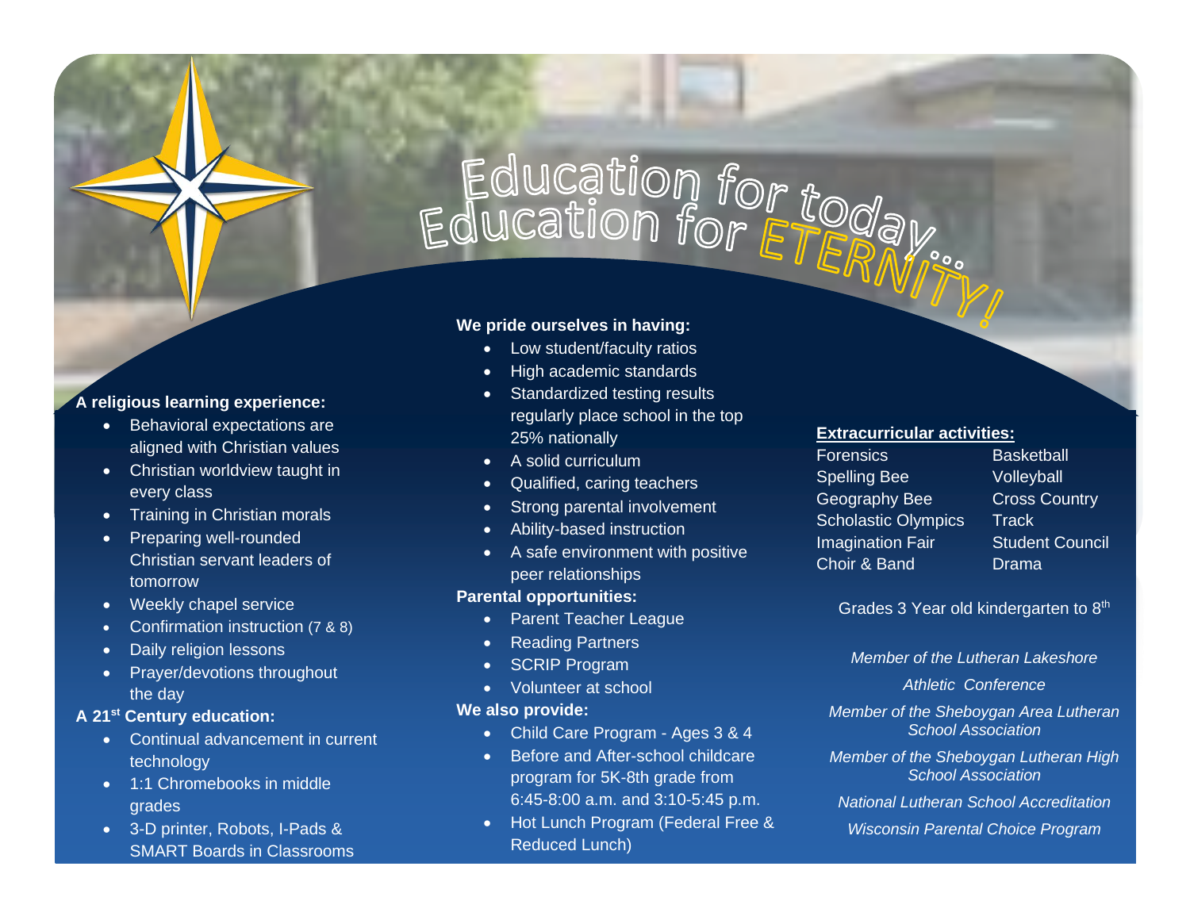# Education for today...
# Education for ETERNITY!

**A religious learning experience:**

- Behavioral expectations are aligned with Christian values
- Christian worldview taught in every class
- Training in Christian morals
- Preparing well-rounded Christian servant leaders of tomorrow
- Weekly chapel service
- Confirmation instruction (7 & 8)
- Daily religion lessons
- Prayer/devotions throughout the day

**A 21st Century education:**

- Continual advancement in current technology
- 1:1 Chromebooks in middle grades
- 3-D printer, Robots, I-Pads & SMART Boards in Classrooms

**We pride ourselves in having:**

- Low student/faculty ratios
- High academic standards
- Standardized testing results regularly place school in the top 25% nationally
- A solid curriculum
- Qualified, caring teachers
- Strong parental involvement
- Ability-based instruction
- A safe environment with positive peer relationships

**Parental opportunities:**

- Parent Teacher League
- Reading Partners
- SCRIP Program
- Volunteer at school

**We also provide:**

- Child Care Program - Ages 3 & 4
- Before and After-school childcare program for 5K-8th grade from 6:45-8:00 a.m. and 3:10-5:45 p.m.
- Hot Lunch Program (Federal Free & Reduced Lunch)

**Extracurricular activities:**

| | |
|---|---|
| Forensics | Basketball |
| Spelling Bee | Volleyball |
| Geography Bee | Cross Country |
| Scholastic Olympics | Track |
| Imagination Fair | Student Council |
| Choir & Band | Drama |

Grades 3 Year old kindergarten to 8th

*Member of the Lutheran Lakeshore Athletic Conference*

*Member of the Sheboygan Area Lutheran School Association*

*Member of the Sheboygan Lutheran High School Association*

*National Lutheran School Accreditation*

*Wisconsin Parental Choice Program*